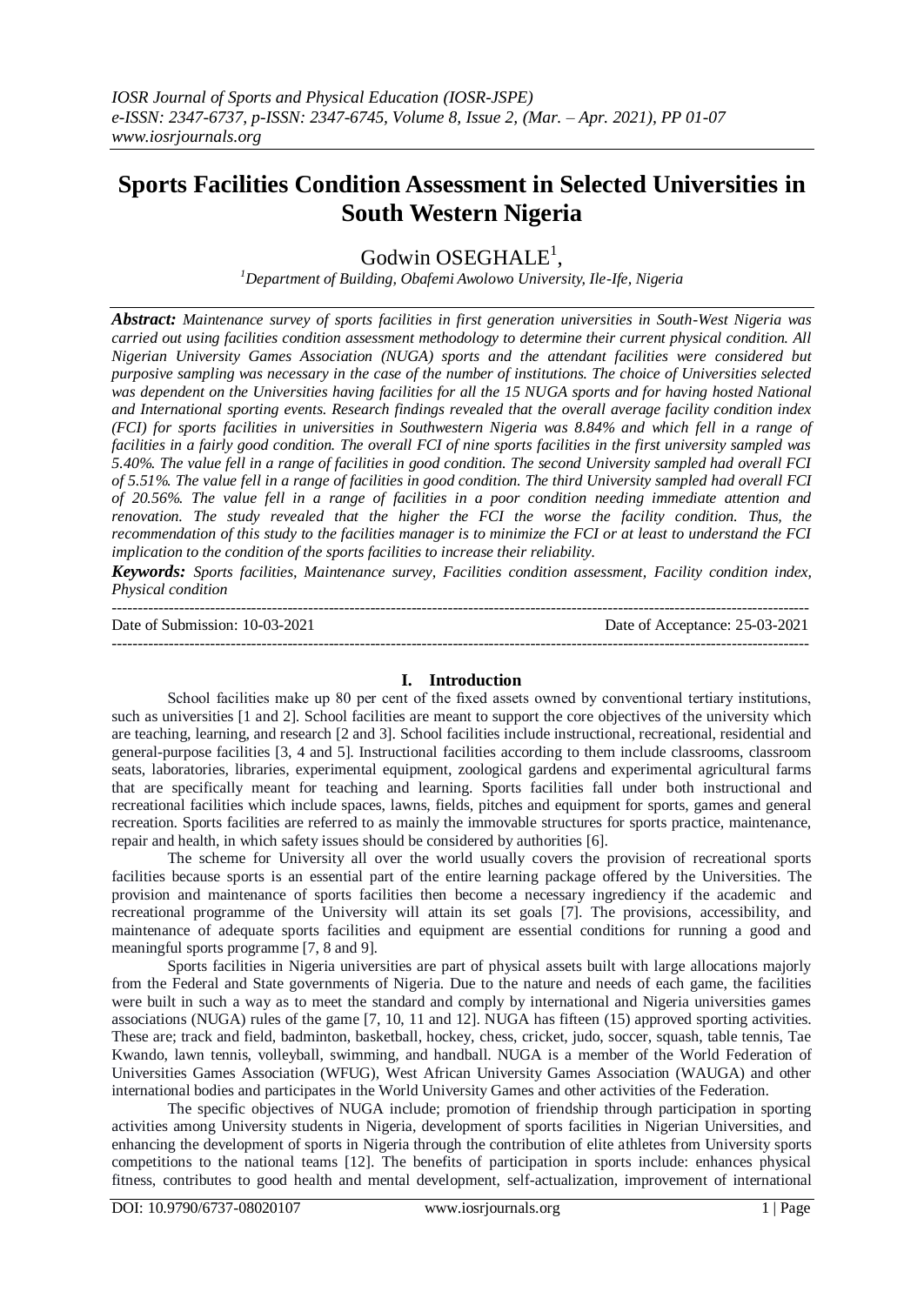# Sports Facilities Condition Assessment in Selected Universities in South Western Nigeria

Godwin OSEGHALE[1],

[1]*Department of Building, Obafemi Awolowo University, Ile-Ife, Nigeria*

***Abstract:*** *Maintenance survey of sports facilities in first generation universities in South-West Nigeria was carried out using facilities condition assessment methodology to determine their current physical condition. All Nigerian University Games Association (NUGA) sports and the attendant facilities were considered but purposive sampling was necessary in the case of the number of institutions. The choice of Universities selected was dependent on the Universities having facilities for all the 15 NUGA sports and for having hosted National and International sporting events. Research findings revealed that the overall average facility condition index (FCI) for sports facilities in universities in Southwestern Nigeria was 8.84% and which fell in a range of facilities in a fairly good condition. The overall FCI of nine sports facilities in the first university sampled was 5.40%. The value fell in a range of facilities in good condition. The second University sampled had overall FCI of 5.51%. The value fell in a range of facilities in good condition. The third University sampled had overall FCI of 20.56%. The value fell in a range of facilities in a poor condition needing immediate attention and renovation. The study revealed that the higher the FCI the worse the facility condition. Thus, the recommendation of this study to the facilities manager is to minimize the FCI or at least to understand the FCI implication to the condition of the sports facilities to increase their reliability.*

***Keywords:*** *Sports facilities, Maintenance survey, Facilities condition assessment, Facility condition index, Physical condition*

Date of Submission: 10-03-2021 Date of Acceptance: 25-03-2021

## I. Introduction

School facilities make up 80 per cent of the fixed assets owned by conventional tertiary institutions, such as universities [1 and 2]. School facilities are meant to support the core objectives of the university which are teaching, learning, and research [2 and 3]. School facilities include instructional, recreational, residential and general-purpose facilities [3, 4 and 5]. Instructional facilities according to them include classrooms, classroom seats, laboratories, libraries, experimental equipment, zoological gardens and experimental agricultural farms that are specifically meant for teaching and learning. Sports facilities fall under both instructional and recreational facilities which include spaces, lawns, fields, pitches and equipment for sports, games and general recreation. Sports facilities are referred to as mainly the immovable structures for sports practice, maintenance, repair and health, in which safety issues should be considered by authorities [6].

The scheme for University all over the world usually covers the provision of recreational sports facilities because sports is an essential part of the entire learning package offered by the Universities. The provision and maintenance of sports facilities then become a necessary ingrediency if the academic and recreational programme of the University will attain its set goals [7]. The provisions, accessibility, and maintenance of adequate sports facilities and equipment are essential conditions for running a good and meaningful sports programme [7, 8 and 9].

Sports facilities in Nigeria universities are part of physical assets built with large allocations majorly from the Federal and State governments of Nigeria. Due to the nature and needs of each game, the facilities were built in such a way as to meet the standard and comply by international and Nigeria universities games associations (NUGA) rules of the game [7, 10, 11 and 12]. NUGA has fifteen (15) approved sporting activities. These are; track and field, badminton, basketball, hockey, chess, cricket, judo, soccer, squash, table tennis, Tae Kwando, lawn tennis, volleyball, swimming, and handball. NUGA is a member of the World Federation of Universities Games Association (WFUG), West African University Games Association (WAUGA) and other international bodies and participates in the World University Games and other activities of the Federation.

The specific objectives of NUGA include; promotion of friendship through participation in sporting activities among University students in Nigeria, development of sports facilities in Nigerian Universities, and enhancing the development of sports in Nigeria through the contribution of elite athletes from University sports competitions to the national teams [12]. The benefits of participation in sports include: enhances physical fitness, contributes to good health and mental development, self-actualization, improvement of international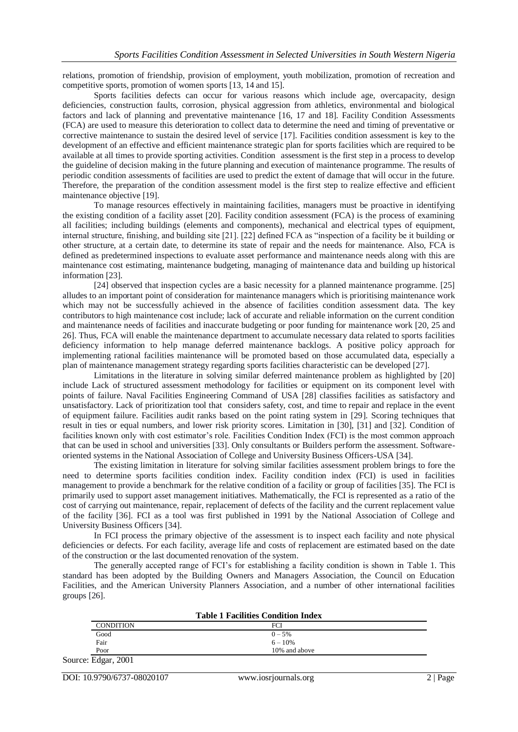relations, promotion of friendship, provision of employment, youth mobilization, promotion of recreation and competitive sports, promotion of women sports [13, 14 and 15].

Sports facilities defects can occur for various reasons which include age, overcapacity, design deficiencies, construction faults, corrosion, physical aggression from athletics, environmental and biological factors and lack of planning and preventative maintenance [16, 17 and 18]. Facility Condition Assessments (FCA) are used to measure this deterioration to collect data to determine the need and timing of preventative or corrective maintenance to sustain the desired level of service [17]. Facilities condition assessment is key to the development of an effective and efficient maintenance strategic plan for sports facilities which are required to be available at all times to provide sporting activities. Condition assessment is the first step in a process to develop the guideline of decision making in the future planning and execution of maintenance programme. The results of periodic condition assessments of facilities are used to predict the extent of damage that will occur in the future. Therefore, the preparation of the condition assessment model is the first step to realize effective and efficient maintenance objective [19].

To manage resources effectively in maintaining facilities, managers must be proactive in identifying the existing condition of a facility asset [20]. Facility condition assessment (FCA) is the process of examining all facilities; including buildings (elements and components), mechanical and electrical types of equipment, internal structure, finishing, and building site [21]. [22] defined FCA as "inspection of a facility be it building or other structure, at a certain date, to determine its state of repair and the needs for maintenance. Also, FCA is defined as predetermined inspections to evaluate asset performance and maintenance needs along with this are maintenance cost estimating, maintenance budgeting, managing of maintenance data and building up historical information [23].

[24] observed that inspection cycles are a basic necessity for a planned maintenance programme. [25] alludes to an important point of consideration for maintenance managers which is prioritising maintenance work which may not be successfully achieved in the absence of facilities condition assessment data. The key contributors to high maintenance cost include; lack of accurate and reliable information on the current condition and maintenance needs of facilities and inaccurate budgeting or poor funding for maintenance work [20, 25 and 26]. Thus, FCA will enable the maintenance department to accumulate necessary data related to sports facilities deficiency information to help manage deferred maintenance backlogs. A positive policy approach for implementing rational facilities maintenance will be promoted based on those accumulated data, especially a plan of maintenance management strategy regarding sports facilities characteristic can be developed [27].

Limitations in the literature in solving similar deferred maintenance problem as highlighted by [20] include Lack of structured assessment methodology for facilities or equipment on its component level with points of failure. Naval Facilities Engineering Command of USA [28] classifies facilities as satisfactory and unsatisfactory. Lack of prioritization tool that considers safety, cost, and time to repair and replace in the event of equipment failure. Facilities audit ranks based on the point rating system in [29]. Scoring techniques that result in ties or equal numbers, and lower risk priority scores. Limitation in [30], [31] and [32]. Condition of facilities known only with cost estimator's role. Facilities Condition Index (FCI) is the most common approach that can be used in school and universities [33]. Only consultants or Builders perform the assessment. Software-oriented systems in the National Association of College and University Business Officers-USA [34].

The existing limitation in literature for solving similar facilities assessment problem brings to fore the need to determine sports facilities condition index. Facility condition index (FCI) is used in facilities management to provide a benchmark for the relative condition of a facility or group of facilities [35]. The FCI is primarily used to support asset management initiatives. Mathematically, the FCI is represented as a ratio of the cost of carrying out maintenance, repair, replacement of defects of the facility and the current replacement value of the facility [36]. FCI as a tool was first published in 1991 by the National Association of College and University Business Officers [34].

In FCI process the primary objective of the assessment is to inspect each facility and note physical deficiencies or defects. For each facility, average life and costs of replacement are estimated based on the date of the construction or the last documented renovation of the system.

The generally accepted range of FCI's for establishing a facility condition is shown in Table 1. This standard has been adopted by the Building Owners and Managers Association, the Council on Education Facilities, and the American University Planners Association, and a number of other international facilities groups [26].

**Table 1 Facilities Condition Index**

| CONDITION | FCI |
|---|---|
| Good | 0 – 5% |
| Fair | 6 – 10% |
| Poor | 10% and above |

Source: Edgar, 2001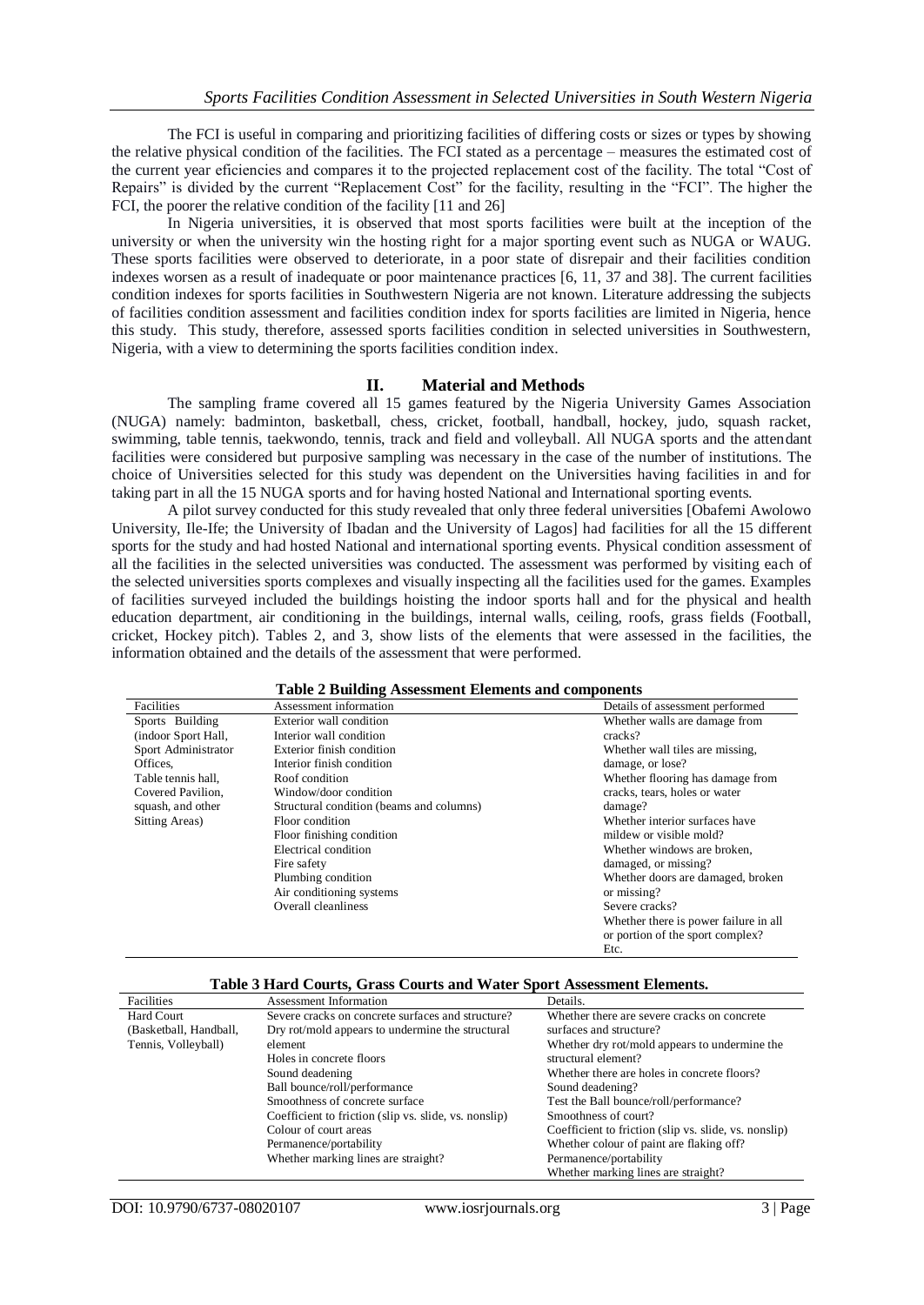The FCI is useful in comparing and prioritizing facilities of differing costs or sizes or types by showing the relative physical condition of the facilities. The FCI stated as a percentage – measures the estimated cost of the current year eficiencies and compares it to the projected replacement cost of the facility. The total "Cost of Repairs" is divided by the current "Replacement Cost" for the facility, resulting in the "FCI". The higher the FCI, the poorer the relative condition of the facility [11 and 26]

In Nigeria universities, it is observed that most sports facilities were built at the inception of the university or when the university win the hosting right for a major sporting event such as NUGA or WAUG. These sports facilities were observed to deteriorate, in a poor state of disrepair and their facilities condition indexes worsen as a result of inadequate or poor maintenance practices [6, 11, 37 and 38]. The current facilities condition indexes for sports facilities in Southwestern Nigeria are not known. Literature addressing the subjects of facilities condition assessment and facilities condition index for sports facilities are limited in Nigeria, hence this study. This study, therefore, assessed sports facilities condition in selected universities in Southwestern, Nigeria, with a view to determining the sports facilities condition index.

## II. Material and Methods

The sampling frame covered all 15 games featured by the Nigeria University Games Association (NUGA) namely: badminton, basketball, chess, cricket, football, handball, hockey, judo, squash racket, swimming, table tennis, taekwondo, tennis, track and field and volleyball. All NUGA sports and the attendant facilities were considered but purposive sampling was necessary in the case of the number of institutions. The choice of Universities selected for this study was dependent on the Universities having facilities in and for taking part in all the 15 NUGA sports and for having hosted National and International sporting events.

A pilot survey conducted for this study revealed that only three federal universities [Obafemi Awolowo University, Ile-Ife; the University of Ibadan and the University of Lagos] had facilities for all the 15 different sports for the study and had hosted National and international sporting events. Physical condition assessment of all the facilities in the selected universities was conducted. The assessment was performed by visiting each of the selected universities sports complexes and visually inspecting all the facilities used for the games. Examples of facilities surveyed included the buildings hoisting the indoor sports hall and for the physical and health education department, air conditioning in the buildings, internal walls, ceiling, roofs, grass fields (Football, cricket, Hockey pitch). Tables 2, and 3, show lists of the elements that were assessed in the facilities, the information obtained and the details of the assessment that were performed.

**Table 2 Building Assessment Elements and components**

| Facilities | Assessment information | Details of assessment performed |
|---|---|---|
| Sports Building (indoor Sport Hall, Sport Administrator Offices, Table tennis hall, Covered Pavilion, squash, and other Sitting Areas) | Exterior wall condition<br>Interior wall condition<br>Exterior finish condition<br>Interior finish condition<br>Roof condition<br>Window/door condition<br>Structural condition (beams and columns)<br>Floor condition<br>Floor finishing condition<br>Electrical condition<br>Fire safety<br>Plumbing condition<br>Air conditioning systems<br>Overall cleanliness | Whether walls are damage from cracks?<br>Whether wall tiles are missing, damage, or lose?<br>Whether flooring has damage from cracks, tears, holes or water damage?<br>Whether interior surfaces have mildew or visible mold?<br>Whether windows are broken, damaged, or missing?<br>Whether doors are damaged, broken or missing?<br>Severe cracks?<br>Whether there is power failure in all or portion of the sport complex?<br>Etc. |

**Table 3 Hard Courts, Grass Courts and Water Sport Assessment Elements.**

| Facilities | Assessment Information | Details. |
|---|---|---|
| Hard Court (Basketball, Handball, Tennis, Volleyball) | Severe cracks on concrete surfaces and structure?<br>Dry rot/mold appears to undermine the structural element<br>Holes in concrete floors<br>Sound deadening<br>Ball bounce/roll/performance<br>Smoothness of concrete surface<br>Coefficient to friction (slip vs. slide, vs. nonslip)<br>Colour of court areas<br>Permanence/portability<br>Whether marking lines are straight? | Whether there are severe cracks on concrete surfaces and structure?<br>Whether dry rot/mold appears to undermine the structural element?<br>Whether there are holes in concrete floors?<br>Sound deadening?<br>Test the Ball bounce/roll/performance?<br>Smoothness of court?<br>Coefficient to friction (slip vs. slide, vs. nonslip)<br>Whether colour of paint are flaking off?<br>Permanence/portability<br>Whether marking lines are straight? |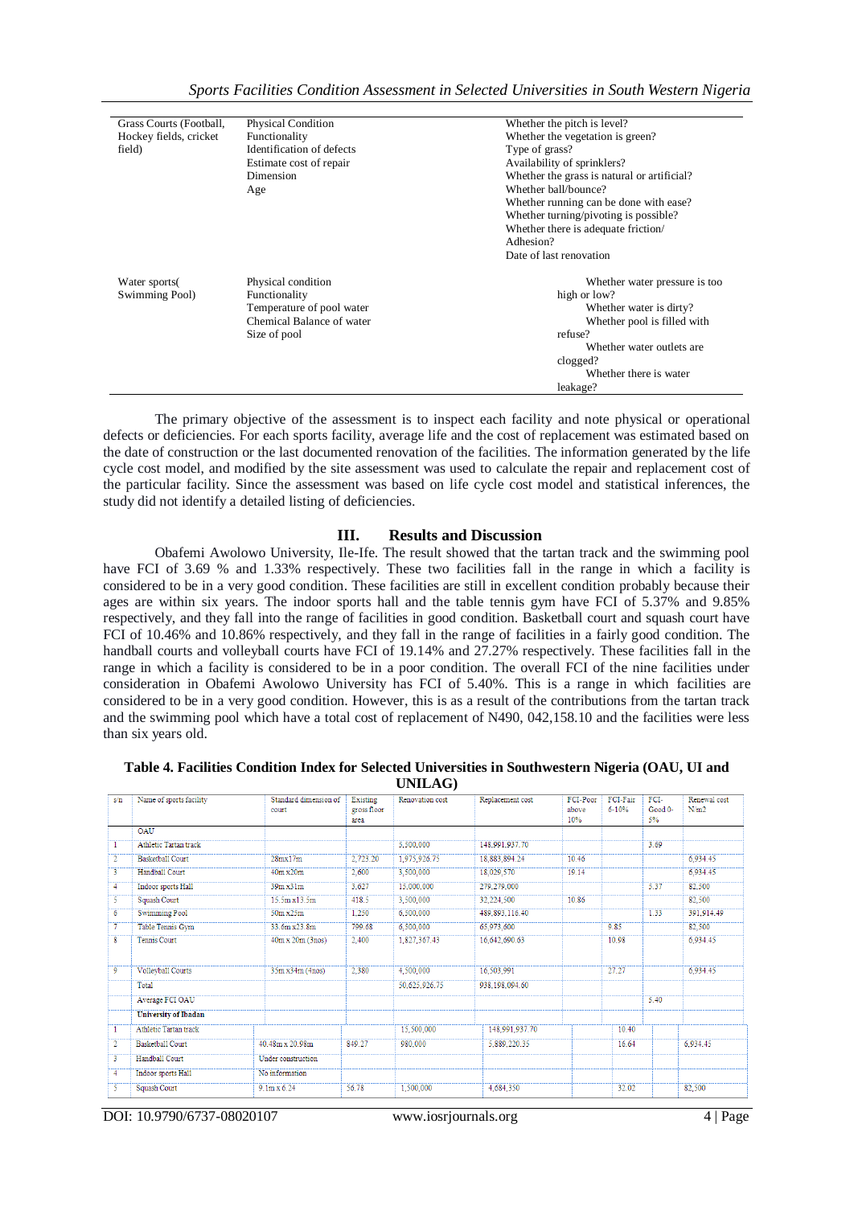| | | |
|---|---|---|
| Grass Courts (Football, Hockey fields, cricket field) | Physical Condition<br>Functionality<br>Identification of defects<br>Estimate cost of repair<br>Dimension<br>Age | Whether the pitch is level?<br>Whether the vegetation is green?<br>Type of grass?<br>Availability of sprinklers?<br>Whether the grass is natural or artificial?<br>Whether ball/bounce?<br>Whether running can be done with ease?<br>Whether turning/pivoting is possible?<br>Whether there is adequate friction/ Adhesion?<br>Date of last renovation |
| Water sports( Swimming Pool) | Physical condition<br>Functionality<br>Temperature of pool water<br>Chemical Balance of water<br>Size of pool | Whether water pressure is too high or low?<br>Whether water is dirty?<br>Whether pool is filled with refuse?<br>Whether water outlets are clogged?<br>Whether there is water leakage? |

The primary objective of the assessment is to inspect each facility and note physical or operational defects or deficiencies. For each sports facility, average life and the cost of replacement was estimated based on the date of construction or the last documented renovation of the facilities. The information generated by the life cycle cost model, and modified by the site assessment was used to calculate the repair and replacement cost of the particular facility. Since the assessment was based on life cycle cost model and statistical inferences, the study did not identify a detailed listing of deficiencies.

## III. Results and Discussion

Obafemi Awolowo University, Ile-Ife. The result showed that the tartan track and the swimming pool have FCI of 3.69 % and 1.33% respectively. These two facilities fall in the range in which a facility is considered to be in a very good condition. These facilities are still in excellent condition probably because their ages are within six years. The indoor sports hall and the table tennis gym have FCI of 5.37% and 9.85% respectively, and they fall into the range of facilities in good condition. Basketball court and squash court have FCI of 10.46% and 10.86% respectively, and they fall in the range of facilities in a fairly good condition. The handball courts and volleyball courts have FCI of 19.14% and 27.27% respectively. These facilities fall in the range in which a facility is considered to be in a poor condition. The overall FCI of the nine facilities under consideration in Obafemi Awolowo University has FCI of 5.40%. This is a range in which facilities are considered to be in a very good condition. However, this is as a result of the contributions from the tartan track and the swimming pool which have a total cost of replacement of N490, 042,158.10 and the facilities were less than six years old.

**Table 4. Facilities Condition Index for Selected Universities in Southwestern Nigeria (OAU, UI and UNILAG)**

| s/n | Name of sports facility | Standard dimension of court | Existing gross floor area | Renovation cost | Replacement cost | FCI-Poor above 10% | FCI-Fair 6-10% | FCI-Good 0-5% | Renewal cost N/m2 |
|---|---|---|---|---|---|---|---|---|---|
| | OAU | | | | | | | | |
| 1 | Athletic Tartan track | | | 5,500,000 | 148,991,937.70 | | | 3.69 | |
| 2 | Basketball Court | 28mx17m | 2,723.20 | 1,975,926.75 | 18,883,894.24 | 10.46 | | | 6,934.45 |
| 3 | Handball Court | 40m x20m | 2,600 | 3,500,000 | 18,029,570 | 19.14 | | | 6,934.45 |
| 4 | Indoor sports Hall | 39m x31m | 3,627 | 15,000,000 | 279,279,000 | | | 5.37 | 82,500 |
| 5 | Squash Court | 15.5m x13.5m | 418.5 | 3,500,000 | 32,224,500 | 10.86 | | | 82,500 |
| 6 | Swimming Pool | 50m x25m | 1,250 | 6,500,000 | 489,893,116.40 | | | 1.33 | 391,914.49 |
| 7 | Table Tennis Gym | 33.6m x23.8m | 799.68 | 6,500,000 | 65,973,600 | | 9.85 | | 82,500 |
| 8 | Tennis Court | 40m x 20m (3nos) | 2,400 | 1,827,367.43 | 16,642,690.63 | | 10.98 | | 6,934.45 |
| 9 | Volleyball Courts | 35m x34m (4nos) | 2,380 | 4,500,000 | 16,503,991 | | 27.27 | | 6,934.45 |
| | Total | | | 50,625,926.75 | 938,198,094.60 | | | | |
| | Average FCI OAU | | | | | | | 5.40 | |
| | **University of Ibadan** | | | | | | | | |
| 1 | Athletic Tartan track | | | 15,500,000 | 148,991,937.70 | | 10.40 | | |
| 2 | Basketball Court | 40.48m x 20.98m | 849.27 | 980,000 | 5,889,220.35 | | 16.64 | | 6,934.45 |
| 3 | Handball Court | Under construction | | | | | | | |
| 4 | Indoor sports Hall | No information | | | | | | | |
| 5 | Squash Court | 9.1m x 6.24 | 56.78 | 1,500,000 | 4,684,350 | | 32.02 | | 82,500 |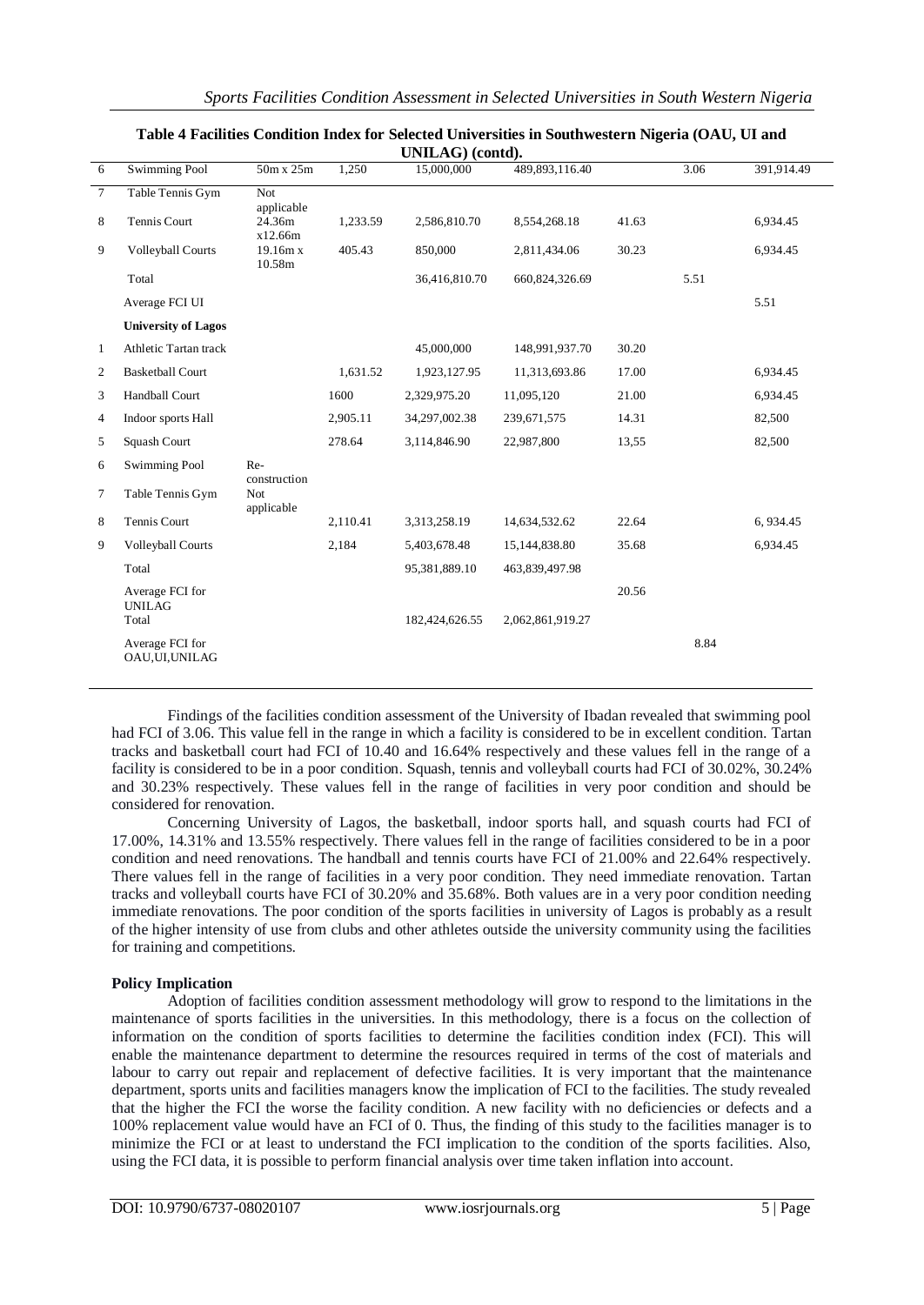**Table 4 Facilities Condition Index for Selected Universities in Southwestern Nigeria (OAU, UI and UNILAG) (contd).**

| | | | | | | | | |
|---|---|---|---|---|---|---|---|---|
| 6 | Swimming Pool | 50m x 25m | 1,250 | 15,000,000 | 489,893,116.40 | | 3.06 | 391,914.49 |
| 7 | Table Tennis Gym | Not applicable | | | | | | |
| 8 | Tennis Court | 24.36m x12.66m | 1,233.59 | 2,586,810.70 | 8,554,268.18 | 41.63 | | 6,934.45 |
| 9 | Volleyball Courts | 19.16m x 10.58m | 405.43 | 850,000 | 2,811,434.06 | 30.23 | | 6,934.45 |
| | Total | | | 36,416,810.70 | 660,824,326.69 | | 5.51 | |
| | Average FCI UI | | | | | | | 5.51 |
| | **University of Lagos** | | | | | | | |
| 1 | Athletic Tartan track | | | 45,000,000 | 148,991,937.70 | 30.20 | | |
| 2 | Basketball Court | | 1,631.52 | 1,923,127.95 | 11,313,693.86 | 17.00 | | 6,934.45 |
| 3 | Handball Court | | 1600 | 2,329,975.20 | 11,095,120 | 21.00 | | 6,934.45 |
| 4 | Indoor sports Hall | | 2,905.11 | 34,297,002.38 | 239,671,575 | 14.31 | | 82,500 |
| 5 | Squash Court | | 278.64 | 3,114,846.90 | 22,987,800 | 13,55 | | 82,500 |
| 6 | Swimming Pool | Re-construction | | | | | | |
| 7 | Table Tennis Gym | Not applicable | | | | | | |
| 8 | Tennis Court | | 2,110.41 | 3,313,258.19 | 14,634,532.62 | 22.64 | | 6, 934.45 |
| 9 | Volleyball Courts | | 2,184 | 5,403,678.48 | 15,144,838.80 | 35.68 | | 6,934.45 |
| | Total | | | 95,381,889.10 | 463,839,497.98 | | | |
| | Average FCI for UNILAG | | | | | 20.56 | | |
| | Total | | | 182,424,626.55 | 2,062,861,919.27 | | | |
| | Average FCI for OAU,UI,UNILAG | | | | | | 8.84 | |

Findings of the facilities condition assessment of the University of Ibadan revealed that swimming pool had FCI of 3.06. This value fell in the range in which a facility is considered to be in excellent condition. Tartan tracks and basketball court had FCI of 10.40 and 16.64% respectively and these values fell in the range of a facility is considered to be in a poor condition. Squash, tennis and volleyball courts had FCI of 30.02%, 30.24% and 30.23% respectively. These values fell in the range of facilities in very poor condition and should be considered for renovation.

Concerning University of Lagos, the basketball, indoor sports hall, and squash courts had FCI of 17.00%, 14.31% and 13.55% respectively. There values fell in the range of facilities considered to be in a poor condition and need renovations. The handball and tennis courts have FCI of 21.00% and 22.64% respectively. There values fell in the range of facilities in a very poor condition. They need immediate renovation. Tartan tracks and volleyball courts have FCI of 30.20% and 35.68%. Both values are in a very poor condition needing immediate renovations. The poor condition of the sports facilities in university of Lagos is probably as a result of the higher intensity of use from clubs and other athletes outside the university community using the facilities for training and competitions.

**Policy Implication**

Adoption of facilities condition assessment methodology will grow to respond to the limitations in the maintenance of sports facilities in the universities. In this methodology, there is a focus on the collection of information on the condition of sports facilities to determine the facilities condition index (FCI). This will enable the maintenance department to determine the resources required in terms of the cost of materials and labour to carry out repair and replacement of defective facilities. It is very important that the maintenance department, sports units and facilities managers know the implication of FCI to the facilities. The study revealed that the higher the FCI the worse the facility condition. A new facility with no deficiencies or defects and a 100% replacement value would have an FCI of 0. Thus, the finding of this study to the facilities manager is to minimize the FCI or at least to understand the FCI implication to the condition of the sports facilities. Also, using the FCI data, it is possible to perform financial analysis over time taken inflation into account.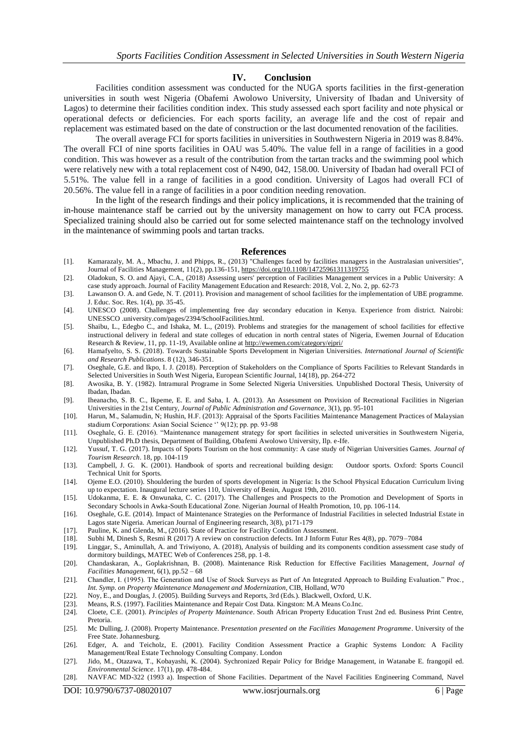## IV. Conclusion

Facilities condition assessment was conducted for the NUGA sports facilities in the first-generation universities in south west Nigeria (Obafemi Awolowo University, University of Ibadan and University of Lagos) to determine their facilities condition index. This study assessed each sport facility and note physical or operational defects or deficiencies. For each sports facility, an average life and the cost of repair and replacement was estimated based on the date of construction or the last documented renovation of the facilities.

The overall average FCI for sports facilities in universities in Southwestern Nigeria in 2019 was 8.84%. The overall FCI of nine sports facilities in OAU was 5.40%. The value fell in a range of facilities in a good condition. This was however as a result of the contribution from the tartan tracks and the swimming pool which were relatively new with a total replacement cost of N490, 042, 158.00. University of Ibadan had overall FCI of 5.51%. The value fell in a range of facilities in a good condition. University of Lagos had overall FCI of 20.56%. The value fell in a range of facilities in a poor condition needing renovation.

In the light of the research findings and their policy implications, it is recommended that the training of in-house maintenance staff be carried out by the university management on how to carry out FCA process. Specialized training should also be carried out for some selected maintenance staff on the technology involved in the maintenance of swimming pools and tartan tracks.

## References

[1]. Kamarazaly, M. A., Mbachu, J. and Phipps, R., (2013) "Challenges faced by facilities managers in the Australasian universities", Journal of Facilities Management, 11(2), pp.136-151, https://doi.org/10.1108/14725961311319755

[2]. Oladokun, S. O. and Ajayi, C.A., (2018) Assessing users' perception of Facilities Management services in a Public University: A case study approach. Journal of Facility Management Education and Research: 2018, Vol. 2, No. 2, pp. 62-73

[3]. Lawanson O. A. and Gede, N. T. (2011). Provision and management of school facilities for the implementation of UBE programme. J. Educ. Soc. Res. 1(4), pp. 35-45.

[4]. UNESCO (2008). Challenges of implementing free day secondary education in Kenya. Experience from district. Nairobi: UNESSCO .university.com/pages/2394/SchoolFacilities.html.

[5]. Shaibu, L., Edegbo C., and Ishaka, M. L., (2019). Problems and strategies for the management of school facilities for effective instructional delivery in federal and state colleges of education in north central states of Nigeria, Ewemen Journal of Education Research & Review, 11, pp. 11-19, Available online at http://ewemen.com/category/ejpri/

[6]. Hamafyelto, S. S. (2018). Towards Sustainable Sports Development in Nigerian Universities. *International Journal of Scientific and Research Publications*. 8 (12), 346-351.

[7]. Oseghale, G.E. and Ikpo, I. J. (2018). Perception of Stakeholders on the Compliance of Sports Facilities to Relevant Standards in Selected Universities in South West Nigeria, European Scientific Journal, 14(18), pp. 264-272

[8]. Awosika, B. Y. (1982). Intramural Programe in Some Selected Nigeria Universities. Unpublished Doctoral Thesis, University of Ibadan, Ibadan.

[9]. Iheanacho, S. B. C., Ikpeme, E. E. and Saba, I. A. (2013). An Assessment on Provision of Recreational Facilities in Nigerian Universities in the 21st Century, *Journal of Public Administration and Governance*, 3(1), pp. 95-101

[10]. Harun, M., Salamudin, N; Hushin, H.F. (2013): Appraisal of the Sports Facilities Maintenance Management Practices of Malaysian stadium Corporations: Asian Social Science '' 9(12); pp. pp. 93-98

[11]. Oseghale, G. E. (2016). "Maintenance management strategy for sport facilities in selected universities in Southwestern Nigeria, Unpublished Ph.D thesis, Department of Building, Obafemi Awolowo University, Ilp. e-Ife.

[12]. Yussuf, T. G. (2017). Impacts of Sports Tourism on the host community: A case study of Nigerian Universities Games. *Journal of Tourism Research*. 18, pp. 104-119

[13]. Campbell, J. G. K. (2001). Handbook of sports and recreational building design: Outdoor sports. Oxford: Sports Council Technical Unit for Sports.

[14]. Ojeme E.O. (2010). Shouldering the burden of sports development in Nigeria: Is the School Physical Education Curriculum living up to expectation. Inaugural lecture series 110, University of Benin, August 19th, 2010.

[15]. Udokanma, E. E. & Onwunaka, C. C. (2017). The Challenges and Prospects to the Promotion and Development of Sports in Secondary Schools in Awka-South Educational Zone. Nigerian Journal of Health Promotion, 10, pp. 106-114.

[16]. Oseghale, G.E. (2014). Impact of Maintenance Strategies on the Performance of Industrial Facilities in selected Industrial Estate in Lagos state Nigeria. American Journal of Engineering research, 3(8), p171-179

[17]. Pauline, K. and Glenda, M., (2016). State of Practice for Facility Condition Assessment.

[18]. Subhi M, Dinesh S, Resmi R (2017) A review on construction defects. Int J Inform Futur Res 4(8), pp. 7079–7084

[19]. Linggar, S., Aminullah, A. and Triwiyono, A. (2018), Analysis of building and its components condition assessment case study of dormitory buildings, MATEC Web of Conferences 258, pp. 1-8.

[20]. Chandaskaran, A., Goplakrishnan, B. (2008). Maintenance Risk Reduction for Effective Facilities Management, *Journal of Facilities Management*, 6(1), pp.52 – 68

[21]. Chandler, I. (1995). The Generation and Use of Stock Surveys as Part of An Integrated Approach to Building Evaluation." Proc., *Int. Symp. on Property Maintenance Management and Modernization*, CIB, Holland, W70

[22]. Noy, E., and Douglas, J. (2005). Building Surveys and Reports, 3rd (Eds.). Blackwell, Oxford, U.K.

[23]. Means, R.S. (1997). Facilities Maintenance and Repair Cost Data. Kingston: M.A Means Co.Inc.

[24]. Cloete, C.E. (2001). *Principles of Property Maintenance*. South African Property Education Trust 2nd ed. Business Print Centre, Pretoria.

[25]. Mc Dulling, J. (2008). Property Maintenance. P*resentation presented on the Facilities Management Programme*. University of the Free State. Johannesburg.

[26]. Edger, A. and Teicholz, E. (2001). Facility Condition Assessment Practice a Graphic Systems London: A Facility Management/Real Estate Technology Consulting Company. London

[27]. Jido, M., Otazawa, T., Kobayashi, K. (2004). Sychronized Repair Policy for Bridge Management, in Watanabe E. frangopil ed. *Environmental Science*. 17(1), pp. 478-484.

[28]. NAVFAC MD-322 (1993 a). Inspection of Shone Facilities. Department of the Navel Facilities Engineering Command, Navel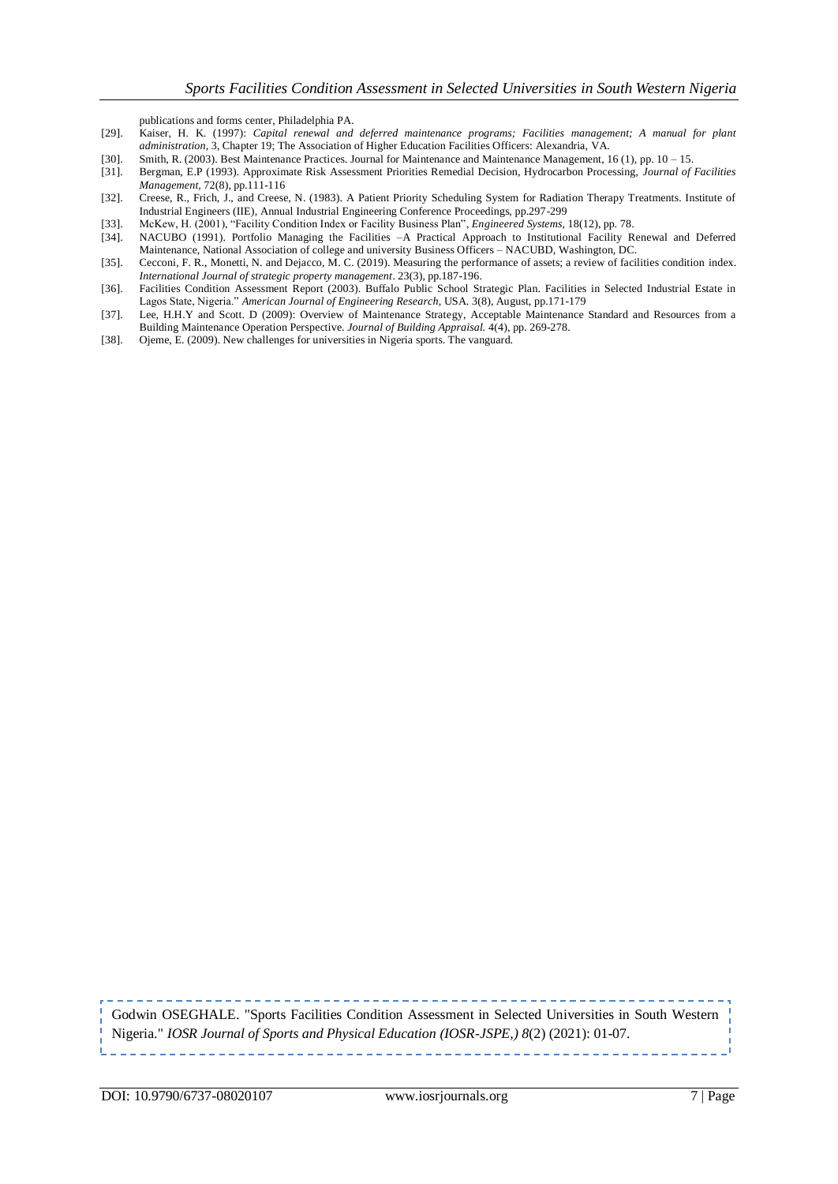publications and forms center, Philadelphia PA.

[29]. Kaiser, H. K. (1997): *Capital renewal and deferred maintenance programs; Facilities management; A manual for plant administration*, 3, Chapter 19; The Association of Higher Education Facilities Officers: Alexandria, VA.

[30]. Smith, R. (2003). Best Maintenance Practices. Journal for Maintenance and Maintenance Management, 16 (1), pp. 10 – 15.

[31]. Bergman, E.P (1993). Approximate Risk Assessment Priorities Remedial Decision, Hydrocarbon Processing, *Journal of Facilities Management*, 72(8), pp.111-116

[32]. Creese, R., Frich, J., and Creese, N. (1983). A Patient Priority Scheduling System for Radiation Therapy Treatments. Institute of Industrial Engineers (IIE), Annual Industrial Engineering Conference Proceedings, pp.297-299

[33]. McKew, H. (2001), "Facility Condition Index or Facility Business Plan", *Engineered Systems*, 18(12), pp. 78.

[34]. NACUBO (1991). Portfolio Managing the Facilities –A Practical Approach to Institutional Facility Renewal and Deferred Maintenance, National Association of college and university Business Officers – NACUBD, Washington, DC.

[35]. Cecconi, F. R., Monetti, N. and Dejacco, M. C. (2019). Measuring the performance of assets; a review of facilities condition index. *International Journal of strategic property management*. 23(3), pp.187-196.

[36]. Facilities Condition Assessment Report (2003). Buffalo Public School Strategic Plan. Facilities in Selected Industrial Estate in Lagos State, Nigeria." *American Journal of Engineering Research*, USA. 3(8), August, pp.171-179

[37]. Lee, H.H.Y and Scott. D (2009): Overview of Maintenance Strategy, Acceptable Maintenance Standard and Resources from a Building Maintenance Operation Perspective. *Journal of Building Appraisal.* 4(4), pp. 269-278.

[38]. Ojeme, E. (2009). New challenges for universities in Nigeria sports. The vanguard.

Godwin OSEGHALE. "Sports Facilities Condition Assessment in Selected Universities in South Western Nigeria." *IOSR Journal of Sports and Physical Education (IOSR-JSPE,) 8*(2) (2021): 01-07.